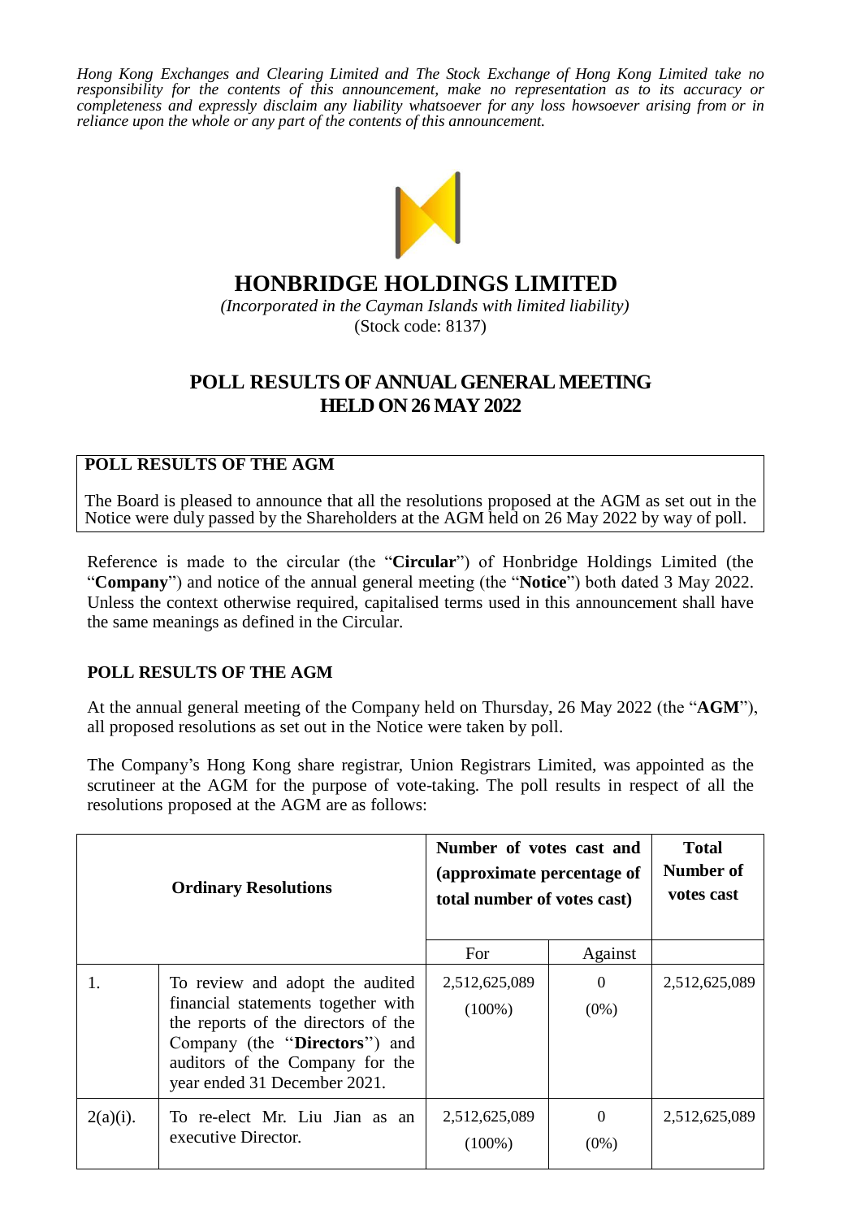*Hong Kong Exchanges and Clearing Limited and The Stock Exchange of Hong Kong Limited take no responsibility for the contents of this announcement, make no representation as to its accuracy or completeness and expressly disclaim any liability whatsoever for any loss howsoever arising from or in reliance upon the whole or any part of the contents of this announcement.*

# HONBRIDGE HOLDINGS LIMITED

*(Incorporated in the Cayman Islands with limited liability)*
(Stock code: 8137)

## POLL RESULTS OF ANNUAL GENERAL MEETING HELD ON 26 MAY 2022

**POLL RESULTS OF THE AGM**

The Board is pleased to announce that all the resolutions proposed at the AGM as set out in the Notice were duly passed by the Shareholders at the AGM held on 26 May 2022 by way of poll.

Reference is made to the circular (the "**Circular**") of Honbridge Holdings Limited (the "**Company**") and notice of the annual general meeting (the "**Notice**") both dated 3 May 2022. Unless the context otherwise required, capitalised terms used in this announcement shall have the same meanings as defined in the Circular.

### POLL RESULTS OF THE AGM

At the annual general meeting of the Company held on Thursday, 26 May 2022 (the "**AGM**"), all proposed resolutions as set out in the Notice were taken by poll.

The Company's Hong Kong share registrar, Union Registrars Limited, was appointed as the scrutineer at the AGM for the purpose of vote-taking. The poll results in respect of all the resolutions proposed at the AGM are as follows:

| **Ordinary Resolutions** | | **Number of votes cast and (approximate percentage of total number of votes cast)** | | **Total Number of votes cast** |
|---|---|---|---|---|
| | | For | Against | |
| 1. | To review and adopt the audited financial statements together with the reports of the directors of the Company (the "**Directors**") and auditors of the Company for the year ended 31 December 2021. | 2,512,625,089 (100%) | 0 (0%) | 2,512,625,089 |
| 2(a)(i). | To re-elect Mr. Liu Jian as an executive Director. | 2,512,625,089 (100%) | 0 (0%) | 2,512,625,089 |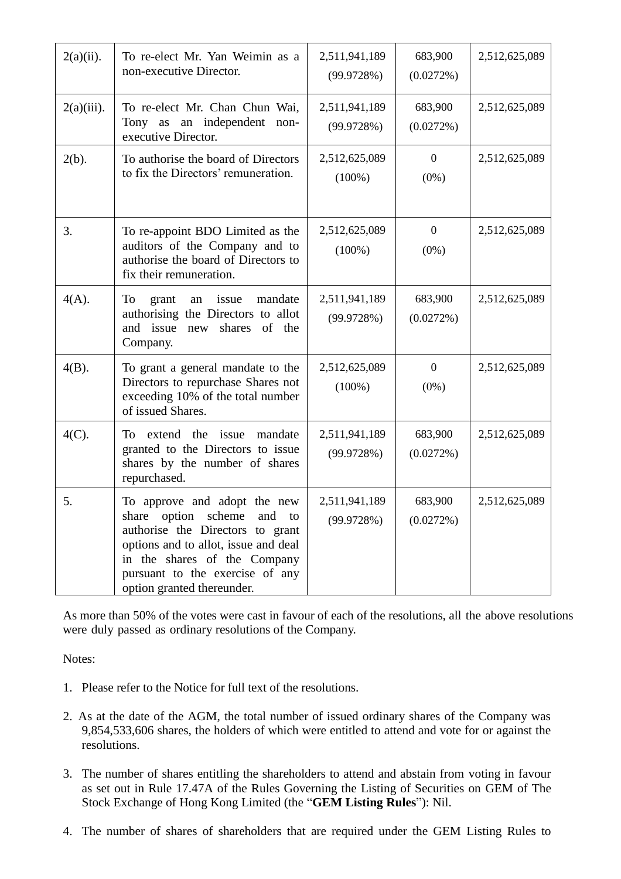| | | | | |
|---|---|---|---|---|
| 2(a)(ii). | To re-elect Mr. Yan Weimin as a non-executive Director. | 2,511,941,189 (99.9728%) | 683,900 (0.0272%) | 2,512,625,089 |
| 2(a)(iii). | To re-elect Mr. Chan Chun Wai, Tony as an independent non-executive Director. | 2,511,941,189 (99.9728%) | 683,900 (0.0272%) | 2,512,625,089 |
| 2(b). | To authorise the board of Directors to fix the Directors' remuneration. | 2,512,625,089 (100%) | 0 (0%) | 2,512,625,089 |
| 3. | To re-appoint BDO Limited as the auditors of the Company and to authorise the board of Directors to fix their remuneration. | 2,512,625,089 (100%) | 0 (0%) | 2,512,625,089 |
| 4(A). | To grant an issue mandate authorising the Directors to allot and issue new shares of the Company. | 2,511,941,189 (99.9728%) | 683,900 (0.0272%) | 2,512,625,089 |
| 4(B). | To grant a general mandate to the Directors to repurchase Shares not exceeding 10% of the total number of issued Shares. | 2,512,625,089 (100%) | 0 (0%) | 2,512,625,089 |
| 4(C). | To extend the issue mandate granted to the Directors to issue shares by the number of shares repurchased. | 2,511,941,189 (99.9728%) | 683,900 (0.0272%) | 2,512,625,089 |
| 5. | To approve and adopt the new share option scheme and to authorise the Directors to grant options and to allot, issue and deal in the shares of the Company pursuant to the exercise of any option granted thereunder. | 2,511,941,189 (99.9728%) | 683,900 (0.0272%) | 2,512,625,089 |

As more than 50% of the votes were cast in favour of each of the resolutions, all the above resolutions were duly passed as ordinary resolutions of the Company.

Notes:

1. Please refer to the Notice for full text of the resolutions.

2. As at the date of the AGM, the total number of issued ordinary shares of the Company was 9,854,533,606 shares, the holders of which were entitled to attend and vote for or against the resolutions.

3. The number of shares entitling the shareholders to attend and abstain from voting in favour as set out in Rule 17.47A of the Rules Governing the Listing of Securities on GEM of The Stock Exchange of Hong Kong Limited (the "**GEM Listing Rules**"): Nil.

4. The number of shares of shareholders that are required under the GEM Listing Rules to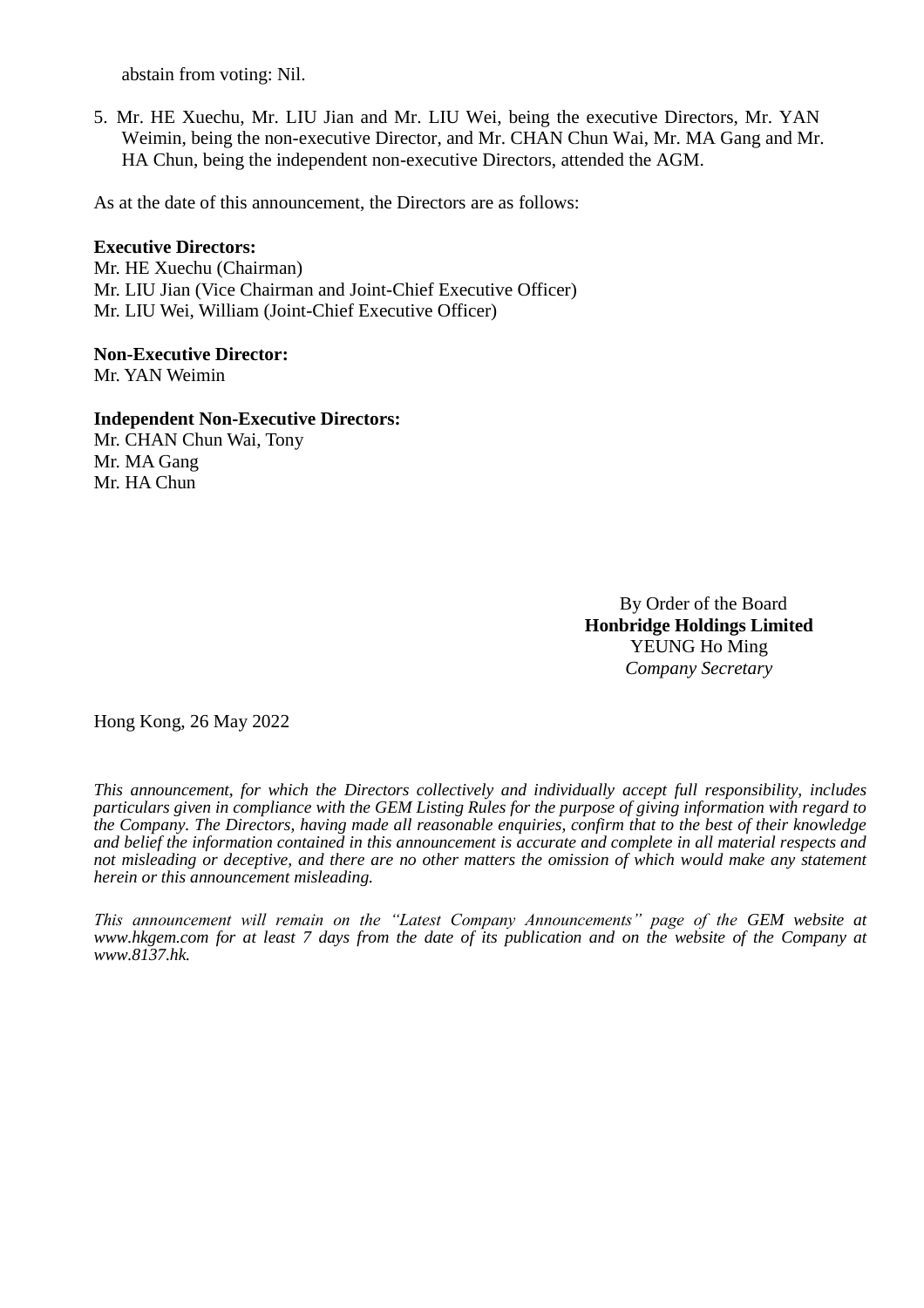abstain from voting: Nil.

5. Mr. HE Xuechu, Mr. LIU Jian and Mr. LIU Wei, being the executive Directors, Mr. YAN Weimin, being the non-executive Director, and Mr. CHAN Chun Wai, Mr. MA Gang and Mr. HA Chun, being the independent non-executive Directors, attended the AGM.

As at the date of this announcement, the Directors are as follows:

**Executive Directors:**
Mr. HE Xuechu (Chairman)
Mr. LIU Jian (Vice Chairman and Joint-Chief Executive Officer)
Mr. LIU Wei, William (Joint-Chief Executive Officer)

**Non-Executive Director:**
Mr. YAN Weimin

**Independent Non-Executive Directors:**
Mr. CHAN Chun Wai, Tony
Mr. MA Gang
Mr. HA Chun

By Order of the Board
**Honbridge Holdings Limited**
YEUNG Ho Ming
*Company Secretary*

Hong Kong, 26 May 2022

*This announcement, for which the Directors collectively and individually accept full responsibility, includes particulars given in compliance with the GEM Listing Rules for the purpose of giving information with regard to the Company. The Directors, having made all reasonable enquiries, confirm that to the best of their knowledge and belief the information contained in this announcement is accurate and complete in all material respects and not misleading or deceptive, and there are no other matters the omission of which would make any statement herein or this announcement misleading.*

*This announcement will remain on the "Latest Company Announcements" page of the GEM website at www.hkgem.com for at least 7 days from the date of its publication and on the website of the Company at www.8137.hk.*